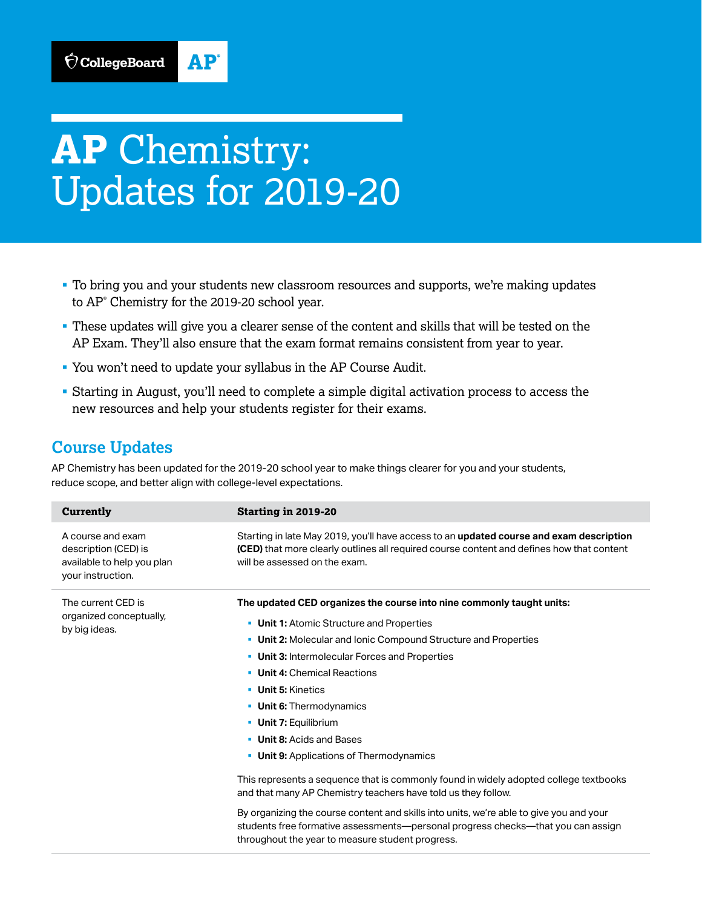CollegeBoard AP

# AP Chemistry: Updates for 2019-20

- To bring you and your students new classroom resources and supports, we're making updates to AP® Chemistry for the 2019-20 school year.
- These updates will give you a clearer sense of the content and skills that will be tested on the AP Exam. They'll also ensure that the exam format remains consistent from year to year.
- You won't need to update your syllabus in the AP Course Audit.
- Starting in August, you'll need to complete a simple digital activation process to access the new resources and help your students register for their exams.

## Course Updates

AP Chemistry has been updated for the 2019-20 school year to make things clearer for you and your students, reduce scope, and better align with college-level expectations.

| Currently | Starting in 2019-20 |
|---|---|
| A course and exam description (CED) is available to help you plan your instruction. | Starting in late May 2019, you'll have access to an **updated course and exam description (CED)** that more clearly outlines all required course content and defines how that content will be assessed on the exam. |
| The current CED is organized conceptually, by big ideas. | **The updated CED organizes the course into nine commonly taught units:**<br>- **Unit 1:** Atomic Structure and Properties<br>- **Unit 2:** Molecular and Ionic Compound Structure and Properties<br>- **Unit 3:** Intermolecular Forces and Properties<br>- **Unit 4:** Chemical Reactions<br>- **Unit 5:** Kinetics<br>- **Unit 6:** Thermodynamics<br>- **Unit 7:** Equilibrium<br>- **Unit 8:** Acids and Bases<br>- **Unit 9:** Applications of Thermodynamics<br><br>This represents a sequence that is commonly found in widely adopted college textbooks and that many AP Chemistry teachers have told us they follow.<br><br>By organizing the course content and skills into units, we're able to give you and your students free formative assessments—personal progress checks—that you can assign throughout the year to measure student progress. |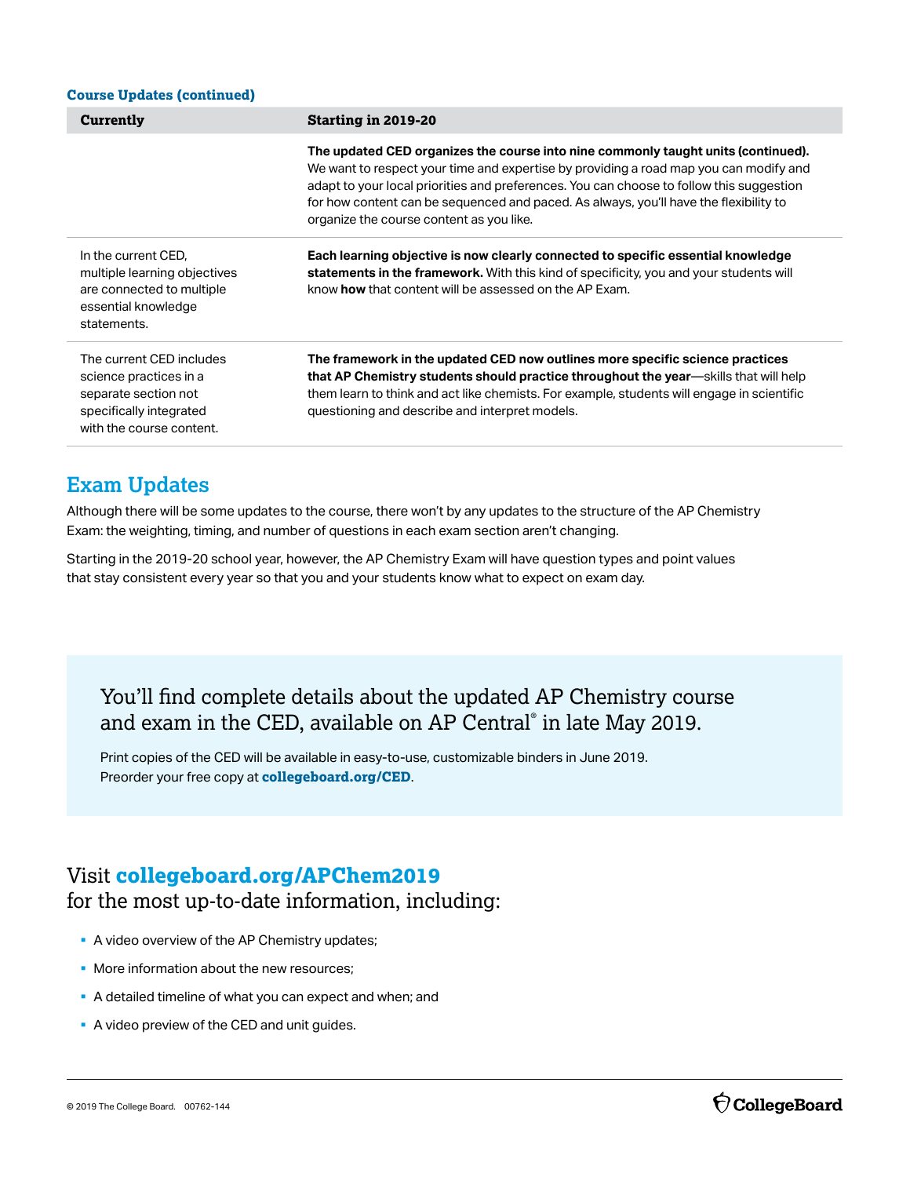**Course Updates (continued)**

| Currently | Starting in 2019-20 |
|---|---|
| | **The updated CED organizes the course into nine commonly taught units (continued).** We want to respect your time and expertise by providing a road map you can modify and adapt to your local priorities and preferences. You can choose to follow this suggestion for how content can be sequenced and paced. As always, you'll have the flexibility to organize the course content as you like. |
| In the current CED, multiple learning objectives are connected to multiple essential knowledge statements. | **Each learning objective is now clearly connected to specific essential knowledge statements in the framework.** With this kind of specificity, you and your students will know **how** that content will be assessed on the AP Exam. |
| The current CED includes science practices in a separate section not specifically integrated with the course content. | **The framework in the updated CED now outlines more specific science practices that AP Chemistry students should practice throughout the year**—skills that will help them learn to think and act like chemists. For example, students will engage in scientific questioning and describe and interpret models. |

## Exam Updates

Although there will be some updates to the course, there won't by any updates to the structure of the AP Chemistry Exam: the weighting, timing, and number of questions in each exam section aren't changing.

Starting in the 2019-20 school year, however, the AP Chemistry Exam will have question types and point values that stay consistent every year so that you and your students know what to expect on exam day.

You'll find complete details about the updated AP Chemistry course and exam in the CED, available on AP Central® in late May 2019.

Print copies of the CED will be available in easy-to-use, customizable binders in June 2019. Preorder your free copy at **collegeboard.org/CED**.

## Visit **collegeboard.org/APChem2019** for the most up-to-date information, including:

- A video overview of the AP Chemistry updates;
- More information about the new resources;
- A detailed timeline of what you can expect and when; and
- A video preview of the CED and unit guides.

© 2019 The College Board. 00762-144